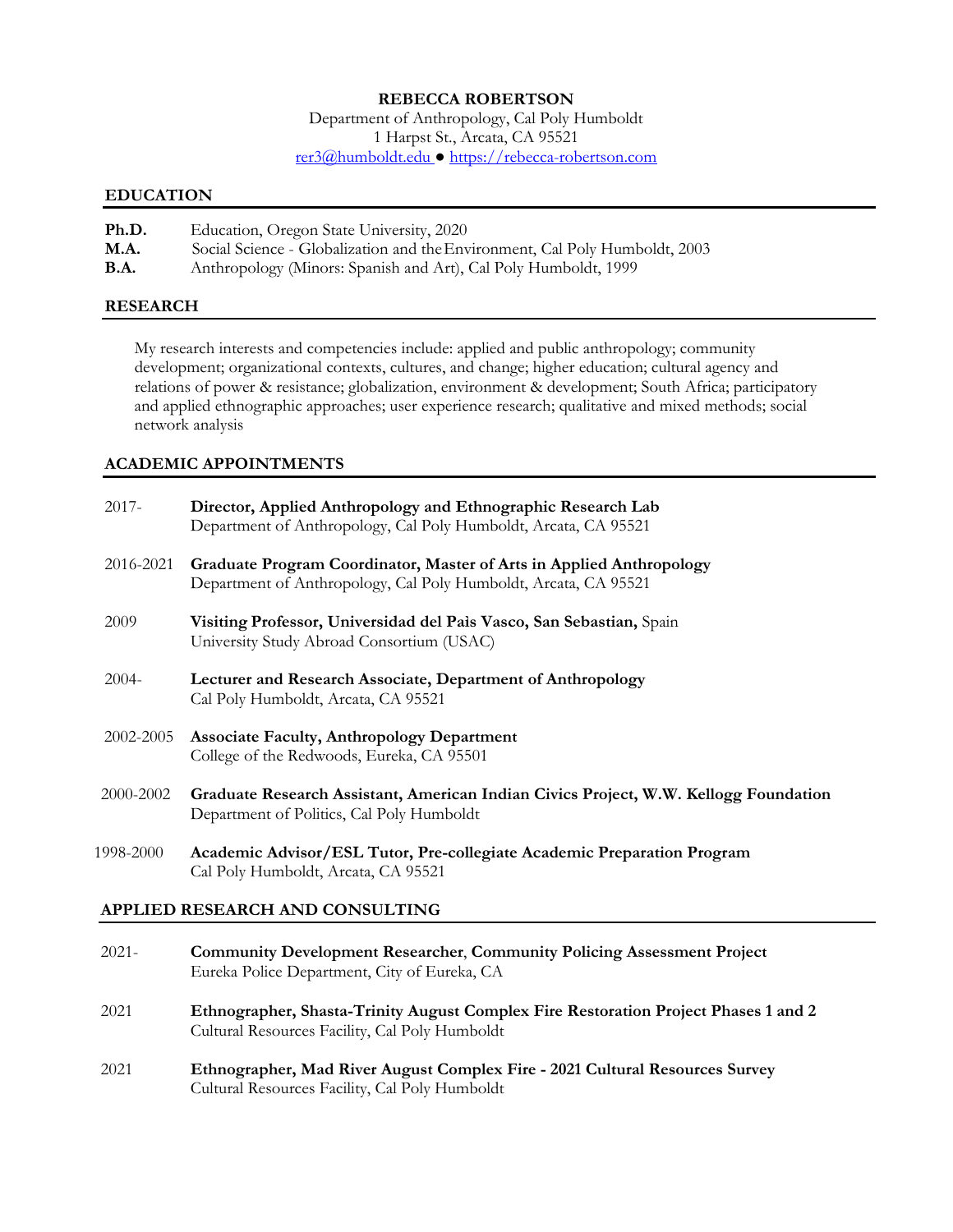# REBECCA ROBERTSON

Department of Anthropology, Cal Poly Humboldt
1 Harpst St., Arcata, CA 95521
rer3@humboldt.edu ● https://rebecca-robertson.com

## EDUCATION

**Ph.D.** Education, Oregon State University, 2020
**M.A.** Social Science - Globalization and the Environment, Cal Poly Humboldt, 2003
**B.A.** Anthropology (Minors: Spanish and Art), Cal Poly Humboldt, 1999

## RESEARCH

My research interests and competencies include: applied and public anthropology; community development; organizational contexts, cultures, and change; higher education; cultural agency and relations of power & resistance; globalization, environment & development; South Africa; participatory and applied ethnographic approaches; user experience research; qualitative and mixed methods; social network analysis

## ACADEMIC APPOINTMENTS

2017- **Director, Applied Anthropology and Ethnographic Research Lab**
Department of Anthropology, Cal Poly Humboldt, Arcata, CA 95521

2016-2021 **Graduate Program Coordinator, Master of Arts in Applied Anthropology**
Department of Anthropology, Cal Poly Humboldt, Arcata, CA 95521

2009 **Visiting Professor, Universidad del Pais Vasco, San Sebastian,** Spain
University Study Abroad Consortium (USAC)

2004- **Lecturer and Research Associate, Department of Anthropology**
Cal Poly Humboldt, Arcata, CA 95521

2002-2005 **Associate Faculty, Anthropology Department**
College of the Redwoods, Eureka, CA 95501

2000-2002 **Graduate Research Assistant, American Indian Civics Project, W.W. Kellogg Foundation**
Department of Politics, Cal Poly Humboldt

1998-2000 **Academic Advisor/ESL Tutor, Pre-collegiate Academic Preparation Program**
Cal Poly Humboldt, Arcata, CA 95521

## APPLIED RESEARCH AND CONSULTING

2021- **Community Development Researcher**, **Community Policing Assessment Project**
Eureka Police Department, City of Eureka, CA

2021 **Ethnographer, Shasta-Trinity August Complex Fire Restoration Project Phases 1 and 2**
Cultural Resources Facility, Cal Poly Humboldt

2021 **Ethnographer, Mad River August Complex Fire - 2021 Cultural Resources Survey**
Cultural Resources Facility, Cal Poly Humboldt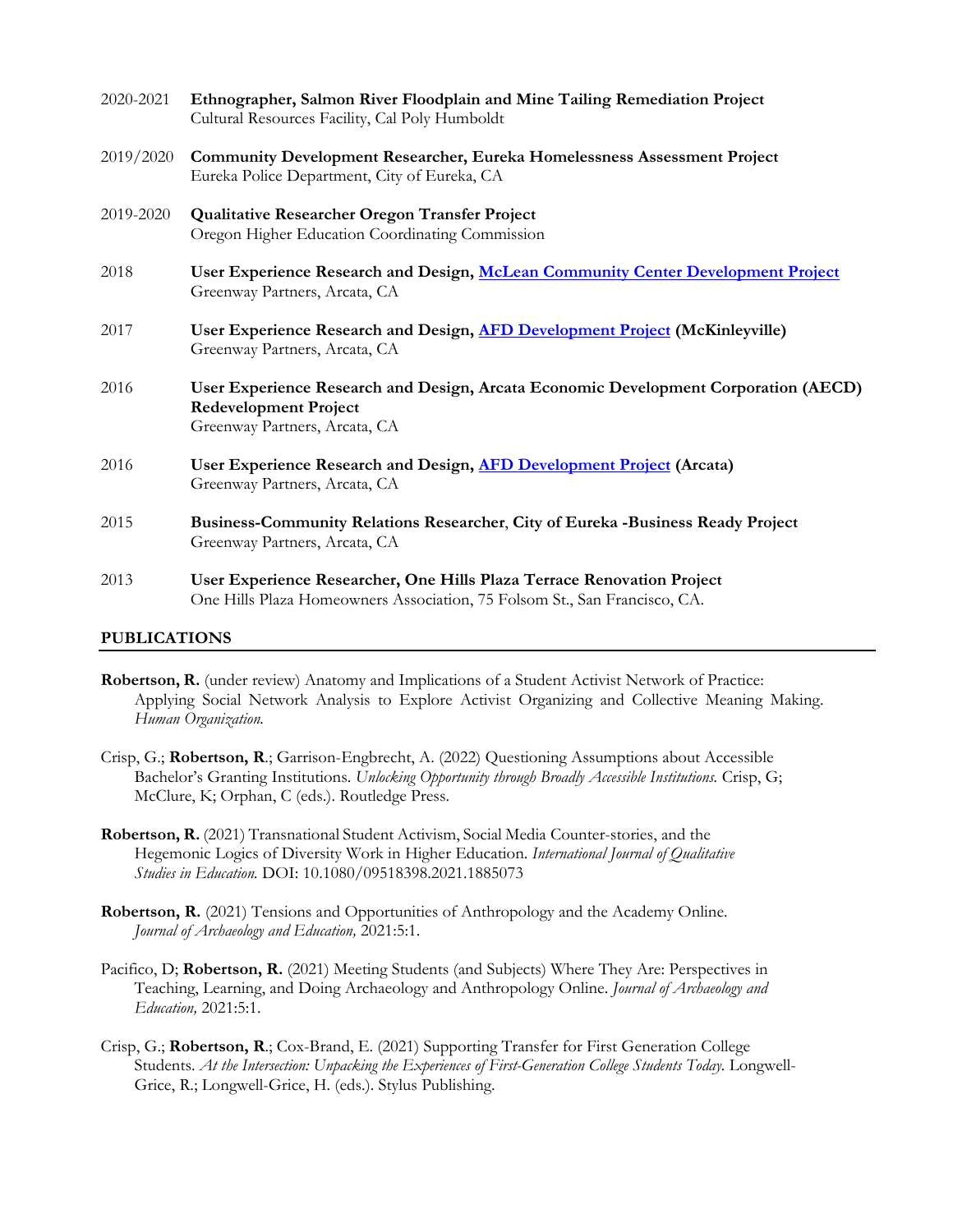2020-2021 **Ethnographer, Salmon River Floodplain and Mine Tailing Remediation Project**
Cultural Resources Facility, Cal Poly Humboldt

2019/2020 **Community Development Researcher, Eureka Homelessness Assessment Project**
Eureka Police Department, City of Eureka, CA

2019-2020 **Qualitative Researcher Oregon Transfer Project**
Oregon Higher Education Coordinating Commission

2018 **User Experience Research and Design, McLean Community Center Development Project**
Greenway Partners, Arcata, CA

2017 **User Experience Research and Design, AFD Development Project (McKinleyville)**
Greenway Partners, Arcata, CA

2016 **User Experience Research and Design, Arcata Economic Development Corporation (AECD) Redevelopment Project**
Greenway Partners, Arcata, CA

2016 **User Experience Research and Design, AFD Development Project (Arcata)**
Greenway Partners, Arcata, CA

2015 **Business-Community Relations Researcher**, **City of Eureka -Business Ready Project**
Greenway Partners, Arcata, CA

2013 **User Experience Researcher, One Hills Plaza Terrace Renovation Project**
One Hills Plaza Homeowners Association, 75 Folsom St., San Francisco, CA.

## PUBLICATIONS

**Robertson, R.** (under review) Anatomy and Implications of a Student Activist Network of Practice: Applying Social Network Analysis to Explore Activist Organizing and Collective Meaning Making. *Human Organization.*

Crisp, G.; **Robertson, R**.; Garrison-Engbrecht, A. (2022) Questioning Assumptions about Accessible Bachelor's Granting Institutions. *Unlocking Opportunity through Broadly Accessible Institutions.* Crisp, G; McClure, K; Orphan, C (eds.). Routledge Press.

**Robertson, R.** (2021) Transnational Student Activism, Social Media Counter-stories, and the Hegemonic Logics of Diversity Work in Higher Education. *International Journal of Qualitative Studies in Education.* DOI: 10.1080/09518398.2021.1885073

**Robertson, R.** (2021) Tensions and Opportunities of Anthropology and the Academy Online. *Journal of Archaeology and Education,* 2021:5:1.

Pacifico, D; **Robertson, R.** (2021) Meeting Students (and Subjects) Where They Are: Perspectives in Teaching, Learning, and Doing Archaeology and Anthropology Online. *Journal of Archaeology and Education,* 2021:5:1.

Crisp, G.; **Robertson, R**.; Cox-Brand, E. (2021) Supporting Transfer for First Generation College Students. *At the Intersection: Unpacking the Experiences of First-Generation College Students Today.* Longwell-Grice, R.; Longwell-Grice, H. (eds.). Stylus Publishing.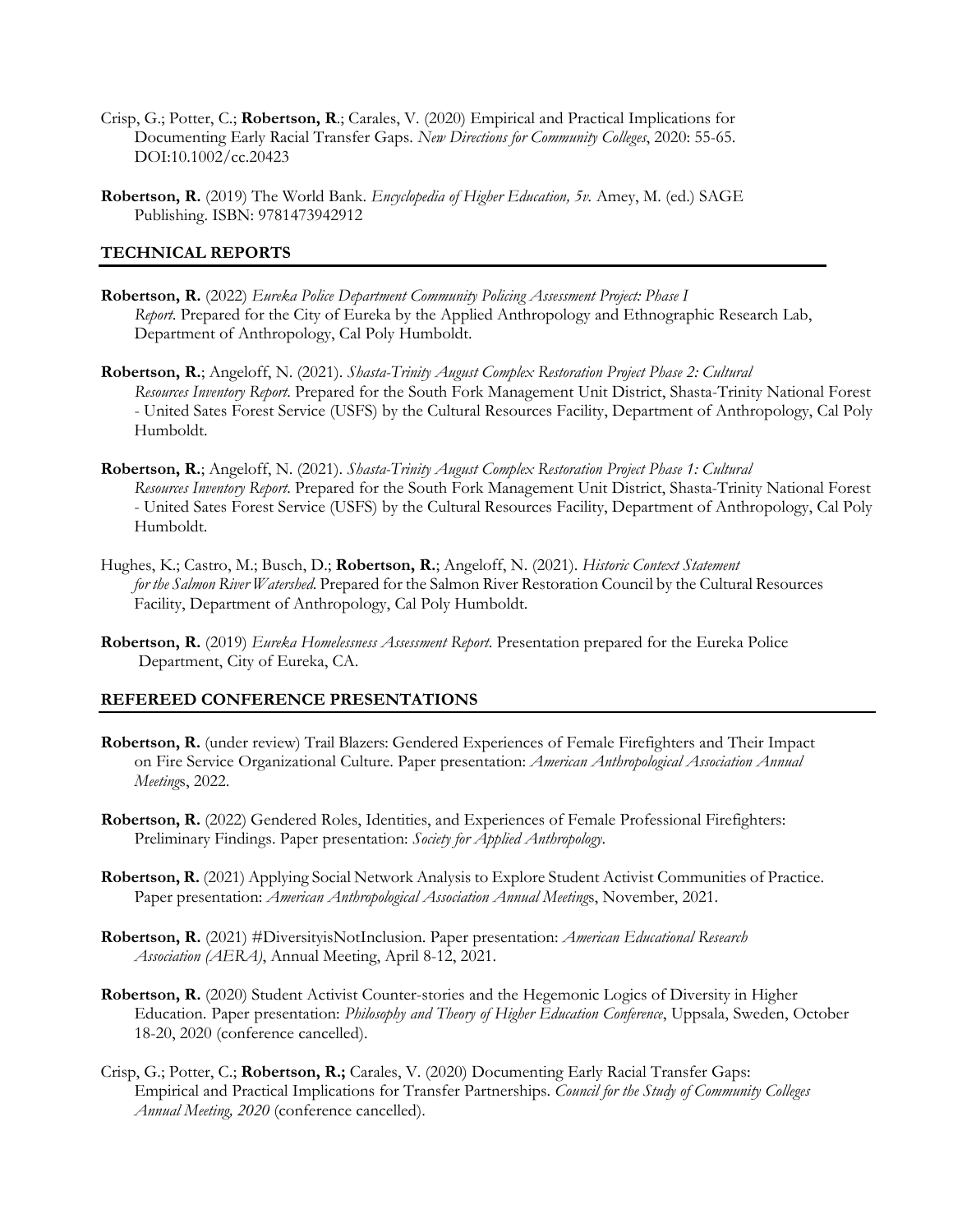Crisp, G.; Potter, C.; **Robertson, R**.; Carales, V. (2020) Empirical and Practical Implications for Documenting Early Racial Transfer Gaps. *New Directions for Community Colleges*, 2020: 55-65. DOI:10.1002/cc.20423

**Robertson, R.** (2019) The World Bank. *Encyclopedia of Higher Education, 5v.* Amey, M. (ed.) SAGE Publishing. ISBN: 9781473942912

## TECHNICAL REPORTS

**Robertson, R.** (2022) *Eureka Police Department Community Policing Assessment Project: Phase I Report.* Prepared for the City of Eureka by the Applied Anthropology and Ethnographic Research Lab, Department of Anthropology, Cal Poly Humboldt.

**Robertson, R.**; Angeloff, N. (2021). *Shasta-Trinity August Complex Restoration Project Phase 2: Cultural Resources Inventory Report.* Prepared for the South Fork Management Unit District, Shasta-Trinity National Forest - United Sates Forest Service (USFS) by the Cultural Resources Facility, Department of Anthropology, Cal Poly Humboldt.

**Robertson, R.**; Angeloff, N. (2021). *Shasta-Trinity August Complex Restoration Project Phase 1: Cultural Resources Inventory Report.* Prepared for the South Fork Management Unit District, Shasta-Trinity National Forest - United Sates Forest Service (USFS) by the Cultural Resources Facility, Department of Anthropology, Cal Poly Humboldt.

Hughes, K.; Castro, M.; Busch, D.; **Robertson, R.**; Angeloff, N. (2021). *Historic Context Statement for the Salmon River Watershed.* Prepared for the Salmon River Restoration Council by the Cultural Resources Facility, Department of Anthropology, Cal Poly Humboldt.

**Robertson, R.** (2019) *Eureka Homelessness Assessment Report*. Presentation prepared for the Eureka Police Department, City of Eureka, CA.

## REFEREED CONFERENCE PRESENTATIONS

**Robertson, R.** (under review) Trail Blazers: Gendered Experiences of Female Firefighters and Their Impact on Fire Service Organizational Culture. Paper presentation: *American Anthropological Association Annual Meetings*, 2022.

**Robertson, R.** (2022) Gendered Roles, Identities, and Experiences of Female Professional Firefighters: Preliminary Findings. Paper presentation: *Society for Applied Anthropology*.

**Robertson, R.** (2021) Applying Social Network Analysis to Explore Student Activist Communities of Practice. Paper presentation: *American Anthropological Association Annual Meetings*, November, 2021.

**Robertson, R.** (2021) #DiversityisNotInclusion. Paper presentation: *American Educational Research Association (AERA)*, Annual Meeting, April 8-12, 2021.

**Robertson, R.** (2020) Student Activist Counter-stories and the Hegemonic Logics of Diversity in Higher Education. Paper presentation: *Philosophy and Theory of Higher Education Conference*, Uppsala, Sweden, October 18-20, 2020 (conference cancelled).

Crisp, G.; Potter, C.; **Robertson, R.;** Carales, V. (2020) Documenting Early Racial Transfer Gaps: Empirical and Practical Implications for Transfer Partnerships. *Council for the Study of Community Colleges Annual Meeting, 2020* (conference cancelled).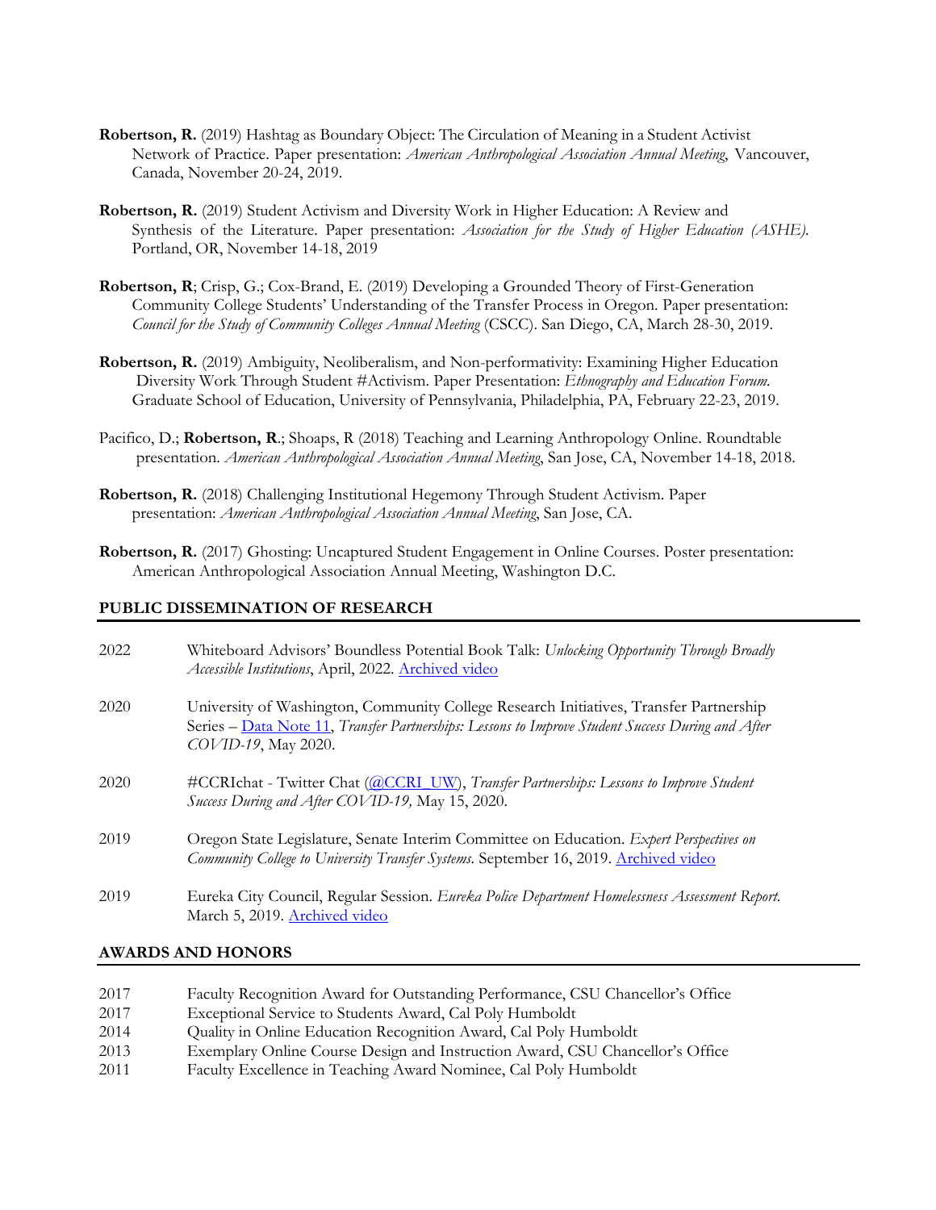**Robertson, R.** (2019) Hashtag as Boundary Object: The Circulation of Meaning in a Student Activist Network of Practice. Paper presentation: *American Anthropological Association Annual Meeting*, Vancouver, Canada, November 20-24, 2019.

**Robertson, R.** (2019) Student Activism and Diversity Work in Higher Education: A Review and Synthesis of the Literature. Paper presentation: *Association for the Study of Higher Education (ASHE).* Portland, OR, November 14-18, 2019

**Robertson, R**; Crisp, G.; Cox-Brand, E. (2019) Developing a Grounded Theory of First-Generation Community College Students' Understanding of the Transfer Process in Oregon. Paper presentation: *Council for the Study of Community Colleges Annual Meeting* (CSCC). San Diego, CA, March 28-30, 2019.

**Robertson, R.** (2019) Ambiguity, Neoliberalism, and Non-performativity: Examining Higher Education Diversity Work Through Student #Activism. Paper Presentation: *Ethnography and Education Forum.* Graduate School of Education, University of Pennsylvania, Philadelphia, PA, February 22-23, 2019.

Pacifico, D.; **Robertson, R**.; Shoaps, R (2018) Teaching and Learning Anthropology Online. Roundtable presentation. *American Anthropological Association Annual Meeting*, San Jose, CA, November 14-18, 2018.

**Robertson, R.** (2018) Challenging Institutional Hegemony Through Student Activism. Paper presentation: *American Anthropological Association Annual Meeting*, San Jose, CA.

**Robertson, R.** (2017) Ghosting: Uncaptured Student Engagement in Online Courses. Poster presentation: American Anthropological Association Annual Meeting, Washington D.C.

## PUBLIC DISSEMINATION OF RESEARCH

| | |
|---|---|
| 2022 | Whiteboard Advisors' Boundless Potential Book Talk: *Unlocking Opportunity Through Broadly Accessible Institutions*, April, 2022. Archived video |
| 2020 | University of Washington, Community College Research Initiatives, Transfer Partnership Series – Data Note 11, *Transfer Partnerships: Lessons to Improve Student Success During and After COVID-19*, May 2020. |
| 2020 | #CCRIchat - Twitter Chat (@CCRI_UW), *Transfer Partnerships: Lessons to Improve Student Success During and After COVID-19,* May 15, 2020. |
| 2019 | Oregon State Legislature, Senate Interim Committee on Education. *Expert Perspectives on Community College to University Transfer Systems.* September 16, 2019. Archived video |
| 2019 | Eureka City Council, Regular Session. *Eureka Police Department Homelessness Assessment Report.* March 5, 2019. Archived video |

## AWARDS AND HONORS

| | |
|---|---|
| 2017 | Faculty Recognition Award for Outstanding Performance, CSU Chancellor's Office |
| 2017 | Exceptional Service to Students Award, Cal Poly Humboldt |
| 2014 | Quality in Online Education Recognition Award, Cal Poly Humboldt |
| 2013 | Exemplary Online Course Design and Instruction Award, CSU Chancellor's Office |
| 2011 | Faculty Excellence in Teaching Award Nominee, Cal Poly Humboldt |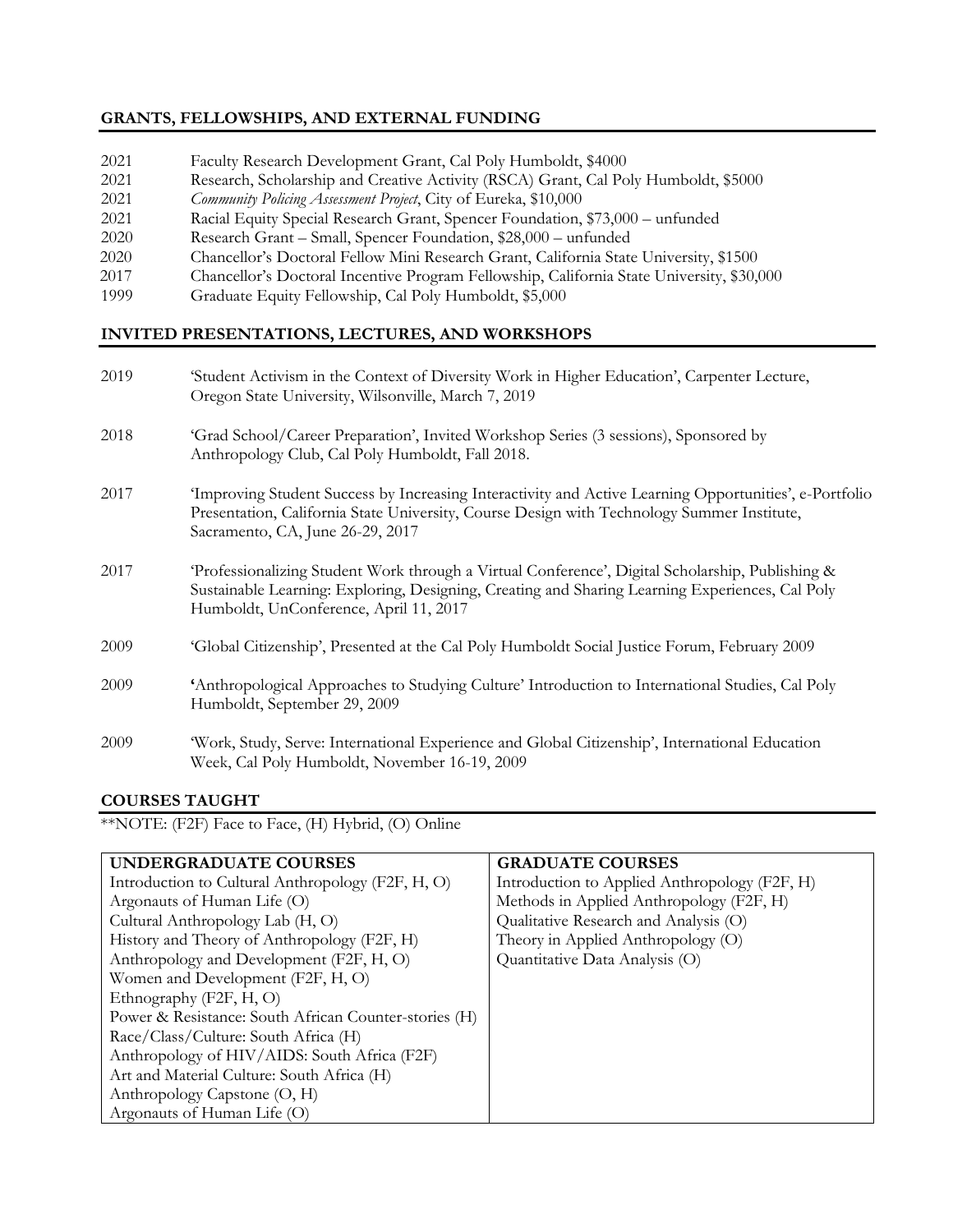## GRANTS, FELLOWSHIPS, AND EXTERNAL FUNDING

2021 Faculty Research Development Grant, Cal Poly Humboldt, $4000
2021 Research, Scholarship and Creative Activity (RSCA) Grant, Cal Poly Humboldt, $5000
2021 *Community Policing Assessment Project*, City of Eureka, $10,000
2021 Racial Equity Special Research Grant, Spencer Foundation, $73,000 – unfunded
2020 Research Grant – Small, Spencer Foundation, $28,000 – unfunded
2020 Chancellor's Doctoral Fellow Mini Research Grant, California State University, $1500
2017 Chancellor's Doctoral Incentive Program Fellowship, California State University, $30,000
1999 Graduate Equity Fellowship, Cal Poly Humboldt, $5,000

## INVITED PRESENTATIONS, LECTURES, AND WORKSHOPS

2019 'Student Activism in the Context of Diversity Work in Higher Education', Carpenter Lecture, Oregon State University, Wilsonville, March 7, 2019

2018 'Grad School/Career Preparation', Invited Workshop Series (3 sessions), Sponsored by Anthropology Club, Cal Poly Humboldt, Fall 2018.

2017 'Improving Student Success by Increasing Interactivity and Active Learning Opportunities', e-Portfolio Presentation, California State University, Course Design with Technology Summer Institute, Sacramento, CA, June 26-29, 2017

2017 'Professionalizing Student Work through a Virtual Conference', Digital Scholarship, Publishing & Sustainable Learning: Exploring, Designing, Creating and Sharing Learning Experiences, Cal Poly Humboldt, UnConference, April 11, 2017

2009 'Global Citizenship', Presented at the Cal Poly Humboldt Social Justice Forum, February 2009

2009 **'**Anthropological Approaches to Studying Culture' Introduction to International Studies, Cal Poly Humboldt, September 29, 2009

2009 'Work, Study, Serve: International Experience and Global Citizenship', International Education Week, Cal Poly Humboldt, November 16-19, 2009

## COURSES TAUGHT

**NOTE: (F2F) Face to Face, (H) Hybrid, (O) Online

| UNDERGRADUATE COURSES | GRADUATE COURSES |
|---|---|
| Introduction to Cultural Anthropology (F2F, H, O) | Introduction to Applied Anthropology (F2F, H) |
| Argonauts of Human Life (O) | Methods in Applied Anthropology (F2F, H) |
| Cultural Anthropology Lab (H, O) | Qualitative Research and Analysis (O) |
| History and Theory of Anthropology (F2F, H) | Theory in Applied Anthropology (O) |
| Anthropology and Development (F2F, H, O) | Quantitative Data Analysis (O) |
| Women and Development (F2F, H, O) | |
| Ethnography (F2F, H, O) | |
| Power & Resistance: South African Counter-stories (H) | |
| Race/Class/Culture: South Africa (H) | |
| Anthropology of HIV/AIDS: South Africa (F2F) | |
| Art and Material Culture: South Africa (H) | |
| Anthropology Capstone (O, H) | |
| Argonauts of Human Life (O) | |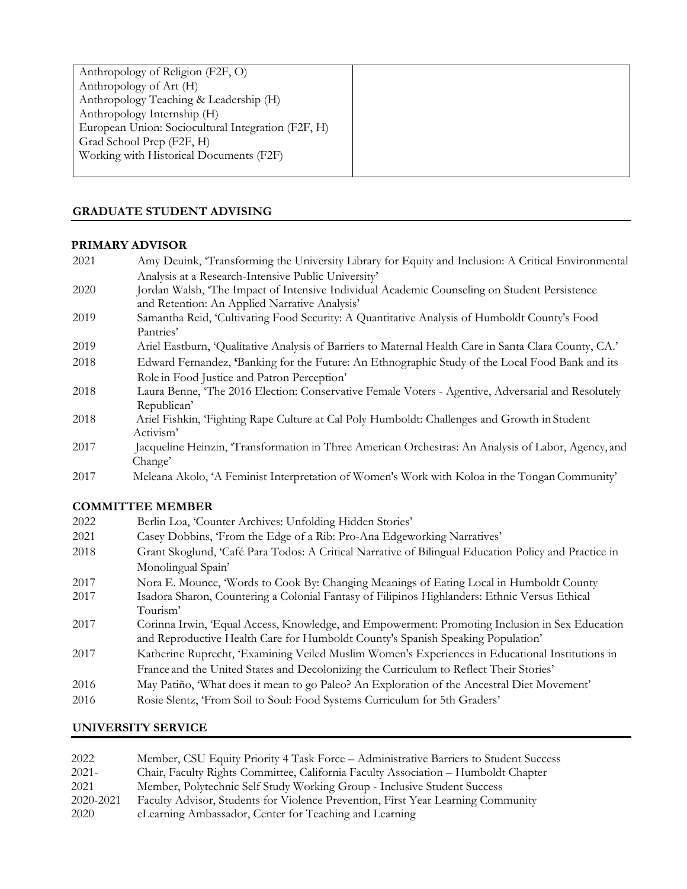| Anthropology of Religion (F2F, O)<br>Anthropology of Art (H)<br>Anthropology Teaching & Leadership (H)<br>Anthropology Internship (H)<br>European Union: Sociocultural Integration (F2F, H)<br>Grad School Prep (F2F, H)<br>Working with Historical Documents (F2F) | |
|---|---|

## GRADUATE STUDENT ADVISING

### PRIMARY ADVISOR

2021 Amy Deuink, 'Transforming the University Library for Equity and Inclusion: A Critical Environmental Analysis at a Research-Intensive Public University'

2020 Jordan Walsh, 'The Impact of Intensive Individual Academic Counseling on Student Persistence and Retention: An Applied Narrative Analysis'

2019 Samantha Reid, 'Cultivating Food Security: A Quantitative Analysis of Humboldt County's Food Pantries'

2019 Ariel Eastburn, 'Qualitative Analysis of Barriers to Maternal Health Care in Santa Clara County, CA.'

2018 Edward Fernandez, **'**Banking for the Future: An Ethnographic Study of the Local Food Bank and its Role in Food Justice and Patron Perception'

2018 Laura Benne, 'The 2016 Election: Conservative Female Voters - Agentive, Adversarial and Resolutely Republican'

2018 Ariel Fishkin, 'Fighting Rape Culture at Cal Poly Humboldt: Challenges and Growth in Student Activism'

2017 Jacqueline Heinzin, 'Transformation in Three American Orchestras: An Analysis of Labor, Agency, and Change'

2017 Meleana Akolo, 'A Feminist Interpretation of Women's Work with Koloa in the Tongan Community'

### COMMITTEE MEMBER

2022 Berlin Loa, 'Counter Archives: Unfolding Hidden Stories'

2021 Casey Dobbins, 'From the Edge of a Rib: Pro-Ana Edgeworking Narratives'

2018 Grant Skoglund, 'Café Para Todos: A Critical Narrative of Bilingual Education Policy and Practice in Monolingual Spain'

2017 Nora E. Mounce, 'Words to Cook By: Changing Meanings of Eating Local in Humboldt County

2017 Isadora Sharon, Countering a Colonial Fantasy of Filipinos Highlanders: Ethnic Versus Ethical Tourism'

2017 Corinna Irwin, 'Equal Access, Knowledge, and Empowerment: Promoting Inclusion in Sex Education and Reproductive Health Care for Humboldt County's Spanish Speaking Population'

2017 Katherine Ruprecht, 'Examining Veiled Muslim Women's Experiences in Educational Institutions in France and the United States and Decolonizing the Curriculum to Reflect Their Stories'

2016 May Patiño, 'What does it mean to go Paleo? An Exploration of the Ancestral Diet Movement'

2016 Rosie Slentz, 'From Soil to Soul: Food Systems Curriculum for 5th Graders'

## UNIVERSITY SERVICE

2022 Member, CSU Equity Priority 4 Task Force – Administrative Barriers to Student Success

2021- Chair, Faculty Rights Committee, California Faculty Association – Humboldt Chapter

2021 Member, Polytechnic Self Study Working Group - Inclusive Student Success

2020-2021 Faculty Advisor, Students for Violence Prevention, First Year Learning Community

2020 eLearning Ambassador, Center for Teaching and Learning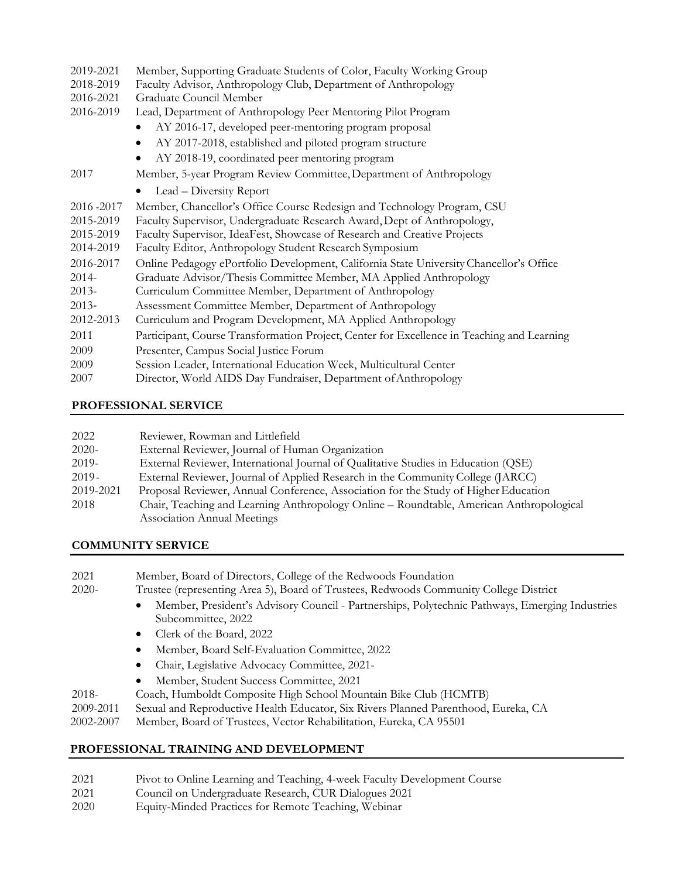2019-2021 Member, Supporting Graduate Students of Color, Faculty Working Group
2018-2019 Faculty Advisor, Anthropology Club, Department of Anthropology
2016-2021 Graduate Council Member
2016-2019 Lead, Department of Anthropology Peer Mentoring Pilot Program

- AY 2016-17, developed peer-mentoring program proposal
- AY 2017-2018, established and piloted program structure
- AY 2018-19, coordinated peer mentoring program

2017 Member, 5-year Program Review Committee, Department of Anthropology

- Lead – Diversity Report

2016 -2017 Member, Chancellor's Office Course Redesign and Technology Program, CSU
2015-2019 Faculty Supervisor, Undergraduate Research Award, Dept of Anthropology,
2015-2019 Faculty Supervisor, IdeaFest, Showcase of Research and Creative Projects
2014-2019 Faculty Editor, Anthropology Student Research Symposium
2016-2017 Online Pedagogy ePortfolio Development, California State University Chancellor's Office
2014- Graduate Advisor/Thesis Committee Member, MA Applied Anthropology
2013- Curriculum Committee Member, Department of Anthropology
2013- Assessment Committee Member, Department of Anthropology
2012-2013 Curriculum and Program Development, MA Applied Anthropology
2011 Participant, Course Transformation Project, Center for Excellence in Teaching and Learning
2009 Presenter, Campus Social Justice Forum
2009 Session Leader, International Education Week, Multicultural Center
2007 Director, World AIDS Day Fundraiser, Department of Anthropology

## PROFESSIONAL SERVICE

2022 Reviewer, Rowman and Littlefield
2020- External Reviewer, Journal of Human Organization
2019- External Reviewer, International Journal of Qualitative Studies in Education (QSE)
2019- External Reviewer, Journal of Applied Research in the Community College (JARCC)
2019-2021 Proposal Reviewer, Annual Conference, Association for the Study of Higher Education
2018 Chair, Teaching and Learning Anthropology Online – Roundtable, American Anthropological Association Annual Meetings

## COMMUNITY SERVICE

2021 Member, Board of Directors, College of the Redwoods Foundation
2020- Trustee (representing Area 5), Board of Trustees, Redwoods Community College District

- Member, President's Advisory Council - Partnerships, Polytechnic Pathways, Emerging Industries Subcommittee, 2022
- Clerk of the Board, 2022
- Member, Board Self-Evaluation Committee, 2022
- Chair, Legislative Advocacy Committee, 2021-
- Member, Student Success Committee, 2021

2018- Coach, Humboldt Composite High School Mountain Bike Club (HCMTB)
2009-2011 Sexual and Reproductive Health Educator, Six Rivers Planned Parenthood, Eureka, CA
2002-2007 Member, Board of Trustees, Vector Rehabilitation, Eureka, CA 95501

## PROFESSIONAL TRAINING AND DEVELOPMENT

2021 Pivot to Online Learning and Teaching, 4-week Faculty Development Course
2021 Council on Undergraduate Research, CUR Dialogues 2021
2020 Equity-Minded Practices for Remote Teaching, Webinar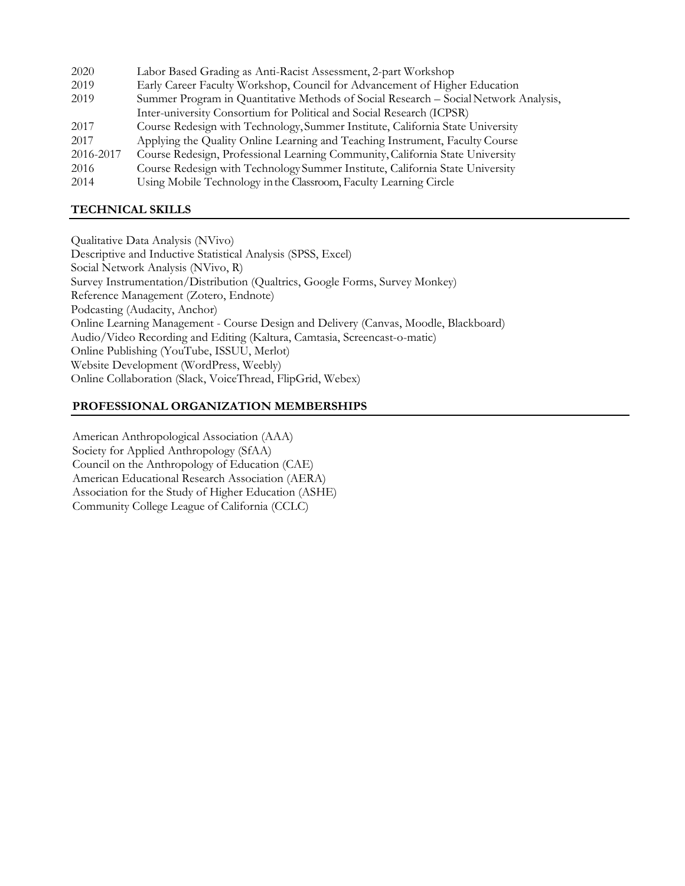| | |
|---|---|
| 2020 | Labor Based Grading as Anti-Racist Assessment, 2-part Workshop |
| 2019 | Early Career Faculty Workshop, Council for Advancement of Higher Education |
| 2019 | Summer Program in Quantitative Methods of Social Research – Social Network Analysis, Inter-university Consortium for Political and Social Research (ICPSR) |
| 2017 | Course Redesign with Technology, Summer Institute, California State University |
| 2017 | Applying the Quality Online Learning and Teaching Instrument, Faculty Course |
| 2016-2017 | Course Redesign, Professional Learning Community, California State University |
| 2016 | Course Redesign with Technology Summer Institute, California State University |
| 2014 | Using Mobile Technology in the Classroom, Faculty Learning Circle |

## TECHNICAL SKILLS

Qualitative Data Analysis (NVivo)
Descriptive and Inductive Statistical Analysis (SPSS, Excel)
Social Network Analysis (NVivo, R)
Survey Instrumentation/Distribution (Qualtrics, Google Forms, Survey Monkey)
Reference Management (Zotero, Endnote)
Podcasting (Audacity, Anchor)
Online Learning Management - Course Design and Delivery (Canvas, Moodle, Blackboard)
Audio/Video Recording and Editing (Kaltura, Camtasia, Screencast-o-matic)
Online Publishing (YouTube, ISSUU, Merlot)
Website Development (WordPress, Weebly)
Online Collaboration (Slack, VoiceThread, FlipGrid, Webex)

## PROFESSIONAL ORGANIZATION MEMBERSHIPS

American Anthropological Association (AAA)
Society for Applied Anthropology (SfAA)
Council on the Anthropology of Education (CAE)
American Educational Research Association (AERA)
Association for the Study of Higher Education (ASHE)
Community College League of California (CCLC)